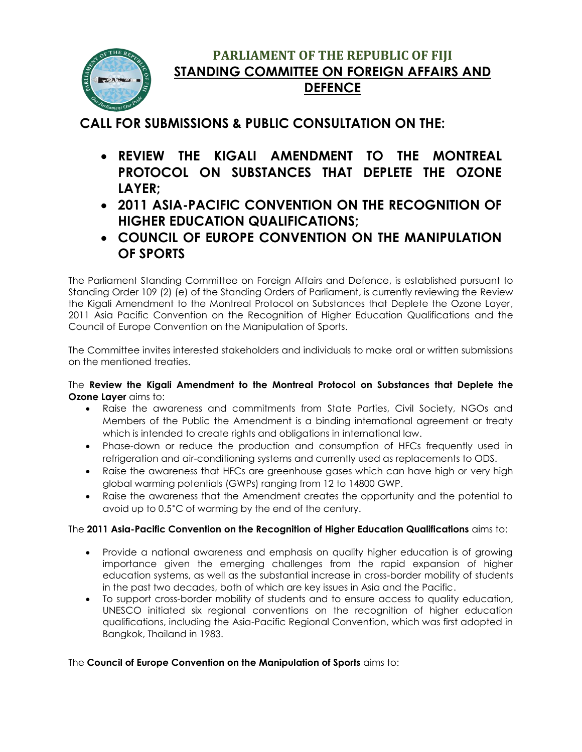# PARLIAMENT OF THE REPUBLIC OF FIJI

## STANDING COMMITTEE ON FOREIGN AFFAIRS AND DEFENCE

## CALL FOR SUBMISSIONS & PUBLIC CONSULTATION ON THE:

- **REVIEW THE KIGALI AMENDMENT TO THE MONTREAL PROTOCOL ON SUBSTANCES THAT DEPLETE THE OZONE LAYER;**
- **2011 ASIA-PACIFIC CONVENTION ON THE RECOGNITION OF HIGHER EDUCATION QUALIFICATIONS;**
- **COUNCIL OF EUROPE CONVENTION ON THE MANIPULATION OF SPORTS**

The Parliament Standing Committee on Foreign Affairs and Defence, is established pursuant to Standing Order 109 (2) (e) of the Standing Orders of Parliament, is currently reviewing the Review the Kigali Amendment to the Montreal Protocol on Substances that Deplete the Ozone Layer, 2011 Asia Pacific Convention on the Recognition of Higher Education Qualifications and the Council of Europe Convention on the Manipulation of Sports.

The Committee invites interested stakeholders and individuals to make oral or written submissions on the mentioned treaties.

The **Review the Kigali Amendment to the Montreal Protocol on Substances that Deplete the Ozone Layer** aims to:

- Raise the awareness and commitments from State Parties, Civil Society, NGOs and Members of the Public the Amendment is a binding international agreement or treaty which is intended to create rights and obligations in international law.
- Phase-down or reduce the production and consumption of HFCs frequently used in refrigeration and air-conditioning systems and currently used as replacements to ODS.
- Raise the awareness that HFCs are greenhouse gases which can have high or very high global warming potentials (GWPs) ranging from 12 to 14800 GWP.
- Raise the awareness that the Amendment creates the opportunity and the potential to avoid up to 0.5°C of warming by the end of the century.

The **2011 Asia-Pacific Convention on the Recognition of Higher Education Qualifications** aims to:

- Provide a national awareness and emphasis on quality higher education is of growing importance given the emerging challenges from the rapid expansion of higher education systems, as well as the substantial increase in cross-border mobility of students in the past two decades, both of which are key issues in Asia and the Pacific.
- To support cross-border mobility of students and to ensure access to quality education, UNESCO initiated six regional conventions on the recognition of higher education qualifications, including the Asia-Pacific Regional Convention, which was first adopted in Bangkok, Thailand in 1983.

The **Council of Europe Convention on the Manipulation of Sports** aims to: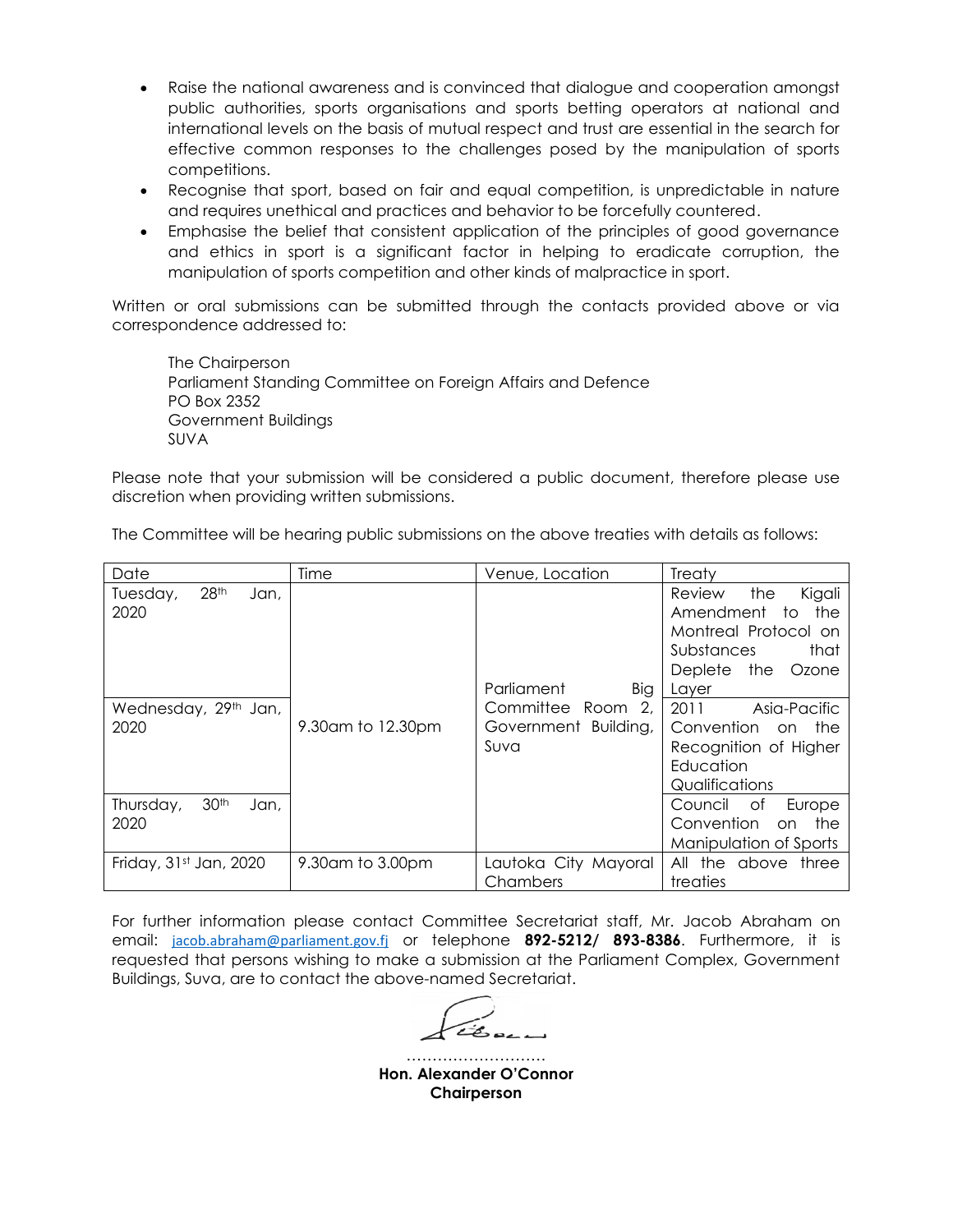- Raise the national awareness and is convinced that dialogue and cooperation amongst public authorities, sports organisations and sports betting operators at national and international levels on the basis of mutual respect and trust are essential in the search for effective common responses to the challenges posed by the manipulation of sports competitions.
- Recognise that sport, based on fair and equal competition, is unpredictable in nature and requires unethical and practices and behavior to be forcefully countered.
- Emphasise the belief that consistent application of the principles of good governance and ethics in sport is a significant factor in helping to eradicate corruption, the manipulation of sports competition and other kinds of malpractice in sport.

Written or oral submissions can be submitted through the contacts provided above or via correspondence addressed to:

The Chairperson
Parliament Standing Committee on Foreign Affairs and Defence
PO Box 2352
Government Buildings
SUVA

Please note that your submission will be considered a public document, therefore please use discretion when providing written submissions.

The Committee will be hearing public submissions on the above treaties with details as follows:

| Date | Time | Venue, Location | Treaty |
|---|---|---|---|
| Tuesday, 28th Jan, 2020 | 9.30am to 12.30pm | Parliament Big Committee Room 2, Government Building, Suva | Review the Kigali Amendment to the Montreal Protocol on Substances that Deplete the Ozone Layer |
| Wednesday, 29th Jan, 2020 | | | 2011 Asia-Pacific Convention on the Recognition of Higher Education Qualifications |
| Thursday, 30th Jan, 2020 | | | Council of Europe Convention on the Manipulation of Sports |
| Friday, 31st Jan, 2020 | 9.30am to 3.00pm | Lautoka City Mayoral Chambers | All the above three treaties |

For further information please contact Committee Secretariat staff, Mr. Jacob Abraham on email: jacob.abraham@parliament.gov.fj or telephone **892-5212/ 893-8386**. Furthermore, it is requested that persons wishing to make a submission at the Parliament Complex, Government Buildings, Suva, are to contact the above-named Secretariat.

………………………
**Hon. Alexander O'Connor**
**Chairperson**